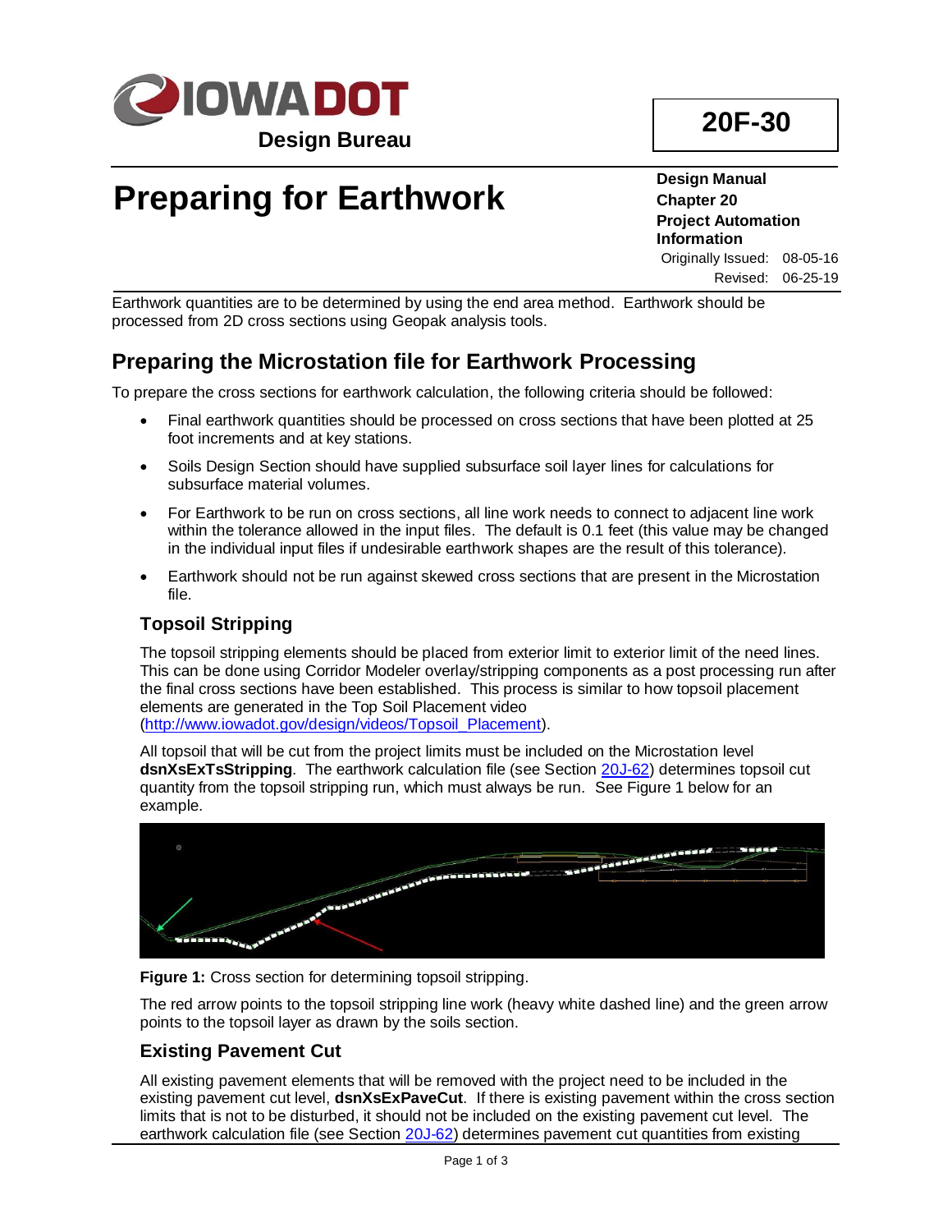# Preparing for Earthwork

**20F-30**

**Design Manual**
**Chapter 20**
**Project Automation Information**

Originally Issued: 08-05-16
Revised: 06-25-19

Earthwork quantities are to be determined by using the end area method. Earthwork should be processed from 2D cross sections using Geopak analysis tools.

## Preparing the Microstation file for Earthwork Processing

To prepare the cross sections for earthwork calculation, the following criteria should be followed:

- Final earthwork quantities should be processed on cross sections that have been plotted at 25 foot increments and at key stations.
- Soils Design Section should have supplied subsurface soil layer lines for calculations for subsurface material volumes.
- For Earthwork to be run on cross sections, all line work needs to connect to adjacent line work within the tolerance allowed in the input files. The default is 0.1 feet (this value may be changed in the individual input files if undesirable earthwork shapes are the result of this tolerance).
- Earthwork should not be run against skewed cross sections that are present in the Microstation file.

### Topsoil Stripping

The topsoil stripping elements should be placed from exterior limit to exterior limit of the need lines. This can be done using Corridor Modeler overlay/stripping components as a post processing run after the final cross sections have been established. This process is similar to how topsoil placement elements are generated in the Top Soil Placement video (http://www.iowadot.gov/design/videos/Topsoil_Placement).

All topsoil that will be cut from the project limits must be included on the Microstation level **dsnXsExTsStripping**. The earthwork calculation file (see Section 20J-62) determines topsoil cut quantity from the topsoil stripping run, which must always be run. See Figure 1 below for an example.

**Figure 1:** Cross section for determining topsoil stripping.

The red arrow points to the topsoil stripping line work (heavy white dashed line) and the green arrow points to the topsoil layer as drawn by the soils section.

### Existing Pavement Cut

All existing pavement elements that will be removed with the project need to be included in the existing pavement cut level, **dsnXsExPaveCut**. If there is existing pavement within the cross section limits that is not to be disturbed, it should not be included on the existing pavement cut level. The earthwork calculation file (see Section 20J-62) determines pavement cut quantities from existing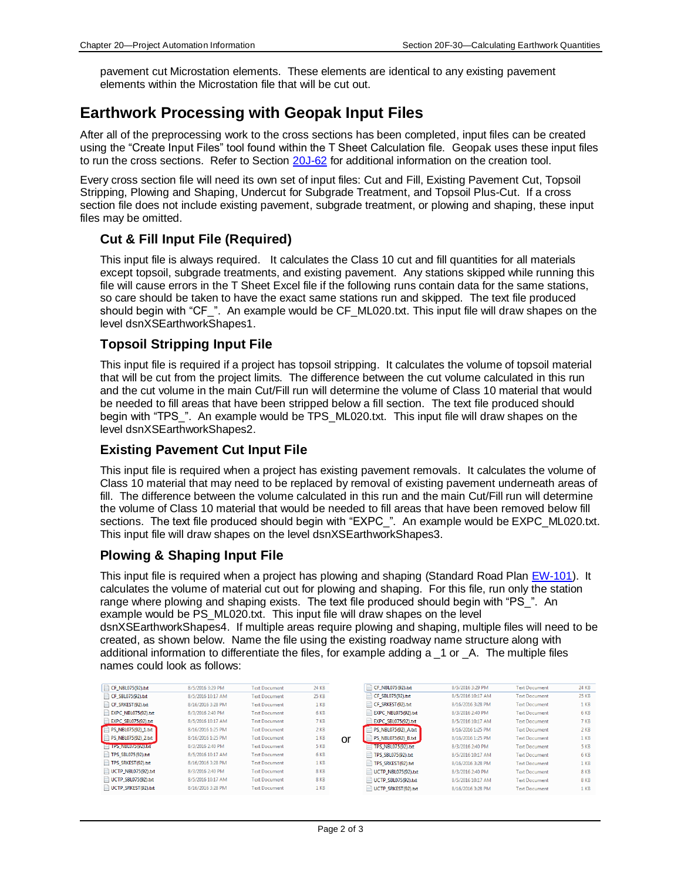pavement cut Microstation elements. These elements are identical to any existing pavement elements within the Microstation file that will be cut out.

## Earthwork Processing with Geopak Input Files

After all of the preprocessing work to the cross sections has been completed, input files can be created using the "Create Input Files" tool found within the T Sheet Calculation file. Geopak uses these input files to run the cross sections. Refer to Section 20J-62 for additional information on the creation tool.

Every cross section file will need its own set of input files: Cut and Fill, Existing Pavement Cut, Topsoil Stripping, Plowing and Shaping, Undercut for Subgrade Treatment, and Topsoil Plus-Cut. If a cross section file does not include existing pavement, subgrade treatment, or plowing and shaping, these input files may be omitted.

### Cut & Fill Input File (Required)

This input file is always required. It calculates the Class 10 cut and fill quantities for all materials except topsoil, subgrade treatments, and existing pavement. Any stations skipped while running this file will cause errors in the T Sheet Excel file if the following runs contain data for the same stations, so care should be taken to have the exact same stations run and skipped. The text file produced should begin with "CF_". An example would be CF_ML020.txt. This input file will draw shapes on the level dsnXSEarthworkShapes1.

### Topsoil Stripping Input File

This input file is required if a project has topsoil stripping. It calculates the volume of topsoil material that will be cut from the project limits. The difference between the cut volume calculated in this run and the cut volume in the main Cut/Fill run will determine the volume of Class 10 material that would be needed to fill areas that have been stripped below a fill section. The text file produced should begin with "TPS_". An example would be TPS_ML020.txt. This input file will draw shapes on the level dsnXSEarthworkShapes2.

### Existing Pavement Cut Input File

This input file is required when a project has existing pavement removals. It calculates the volume of Class 10 material that may need to be replaced by removal of existing pavement underneath areas of fill. The difference between the volume calculated in this run and the main Cut/Fill run will determine the volume of Class 10 material that would be needed to fill areas that have been removed below fill sections. The text file produced should begin with "EXPC_". An example would be EXPC_ML020.txt. This input file will draw shapes on the level dsnXSEarthworkShapes3.

### Plowing & Shaping Input File

This input file is required when a project has plowing and shaping (Standard Road Plan EW-101). It calculates the volume of material cut out for plowing and shaping. For this file, run only the station range where plowing and shaping exists. The text file produced should begin with "PS_". An example would be PS_ML020.txt. This input file will draw shapes on the level dsnXSEarthworkShapes4. If multiple areas require plowing and shaping, multiple files will need to be created, as shown below. Name the file using the existing roadway name structure along with additional information to differentiate the files, for example adding a _1 or _A. The multiple files names could look as follows:

| Name | Date modified | Type | Size |
|---|---|---|---|
| CF_NBL075(92).txt | 8/5/2016 3:29 PM | Text Document | 24 KB |
| CF_SBL075(92).txt | 8/5/2016 10:17 AM | Text Document | 25 KB |
| CF_SRKEST(92).txt | 8/16/2016 3:28 PM | Text Document | 1 KB |
| EXPC_NBL075(92).txt | 8/3/2016 2:40 PM | Text Document | 6 KB |
| EXPC_SBL075(92).txt | 8/5/2016 10:17 AM | Text Document | 7 KB |
| PS_NBL075(92)_1.txt | 8/16/2016 1:25 PM | Text Document | 2 KB |
| PS_NBL075(92)_2.txt | 8/16/2016 1:25 PM | Text Document | 1 KB |
| TPS_NBL075(92).txt | 8/3/2016 2:40 PM | Text Document | 5 KB |
| TPS_SBL075(92).txt | 8/5/2016 10:17 AM | Text Document | 6 KB |
| TPS_SRKEST(92).txt | 8/16/2016 3:28 PM | Text Document | 1 KB |
| UCTP_NBL075(92).txt | 8/3/2016 2:40 PM | Text Document | 8 KB |
| UCTP_SBL075(92).txt | 8/5/2016 10:17 AM | Text Document | 8 KB |
| UCTP_SRKEST(92).txt | 8/16/2016 3:28 PM | Text Document | 1 KB |

or

| Name | Date modified | Type | Size |
|---|---|---|---|
| CF_NBL075(92).txt | 8/5/2016 3:29 PM | Text Document | 24 KB |
| CF_SBL075(92).txt | 8/5/2016 10:17 AM | Text Document | 25 KB |
| CF_SRKEST(92).txt | 8/16/2016 3:28 PM | Text Document | 1 KB |
| EXPC_NBL075(92).txt | 8/3/2016 2:40 PM | Text Document | 6 KB |
| EXPC_SBL075(92).txt | 8/5/2016 10:17 AM | Text Document | 7 KB |
| PS_NBL075(92)_A.txt | 8/16/2016 1:25 PM | Text Document | 2 KB |
| PS_NBL075(92)_B.txt | 8/16/2016 1:25 PM | Text Document | 1 KB |
| TPS_NBL075(92).txt | 8/3/2016 2:40 PM | Text Document | 5 KB |
| TPS_SBL075(92).txt | 8/5/2016 10:17 AM | Text Document | 6 KB |
| TPS_SRKEST(92).txt | 8/16/2016 3:28 PM | Text Document | 1 KB |
| UCTP_NBL075(92).txt | 8/3/2016 2:40 PM | Text Document | 8 KB |
| UCTP_SBL075(92).txt | 8/5/2016 10:17 AM | Text Document | 8 KB |
| UCTP_SRKEST(92).txt | 8/16/2016 3:28 PM | Text Document | 1 KB |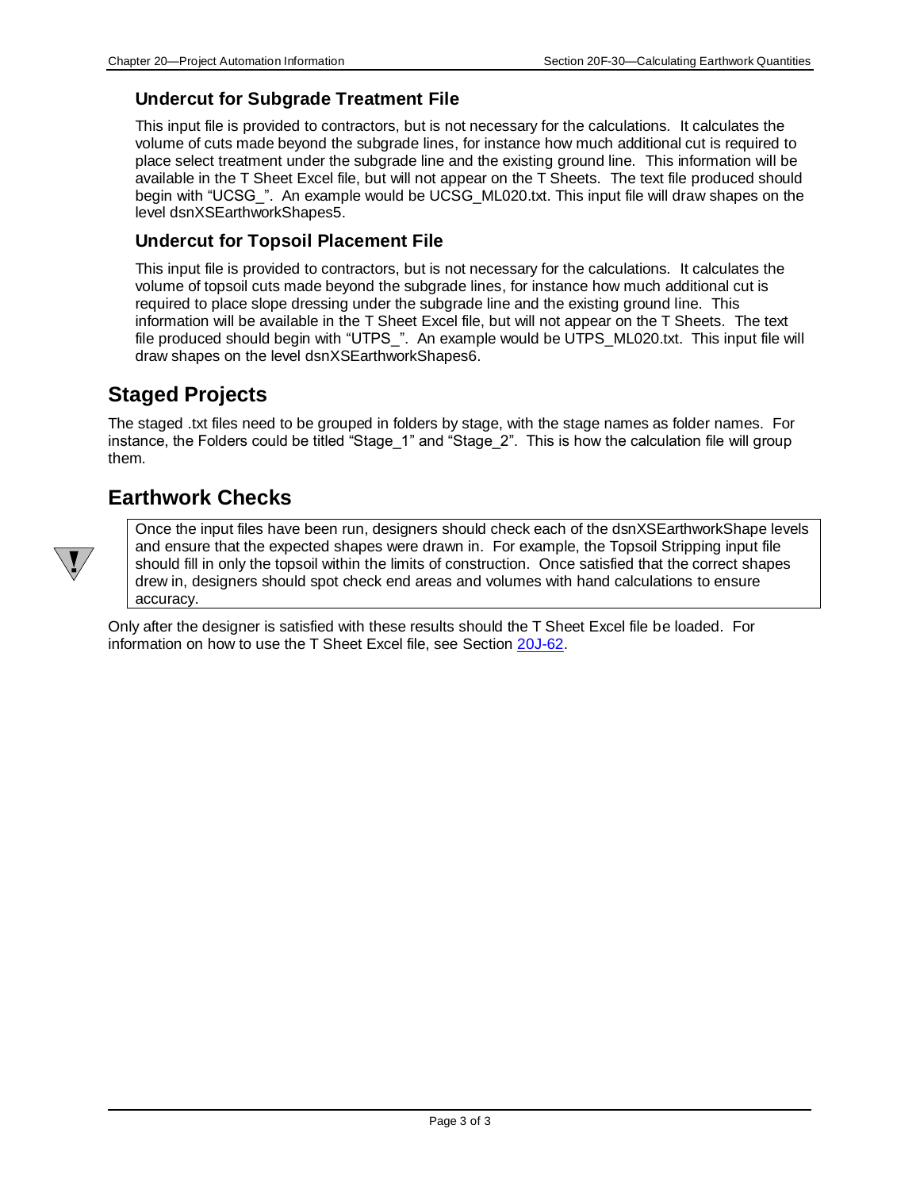### Undercut for Subgrade Treatment File

This input file is provided to contractors, but is not necessary for the calculations. It calculates the volume of cuts made beyond the subgrade lines, for instance how much additional cut is required to place select treatment under the subgrade line and the existing ground line. This information will be available in the T Sheet Excel file, but will not appear on the T Sheets. The text file produced should begin with "UCSG_". An example would be UCSG_ML020.txt. This input file will draw shapes on the level dsnXSEarthworkShapes5.

### Undercut for Topsoil Placement File

This input file is provided to contractors, but is not necessary for the calculations. It calculates the volume of topsoil cuts made beyond the subgrade lines, for instance how much additional cut is required to place slope dressing under the subgrade line and the existing ground line. This information will be available in the T Sheet Excel file, but will not appear on the T Sheets. The text file produced should begin with "UTPS_". An example would be UTPS_ML020.txt. This input file will draw shapes on the level dsnXSEarthworkShapes6.

## Staged Projects

The staged .txt files need to be grouped in folders by stage, with the stage names as folder names. For instance, the Folders could be titled "Stage_1" and "Stage_2". This is how the calculation file will group them.

## Earthwork Checks

Once the input files have been run, designers should check each of the dsnXSEarthworkShape levels and ensure that the expected shapes were drawn in. For example, the Topsoil Stripping input file should fill in only the topsoil within the limits of construction. Once satisfied that the correct shapes drew in, designers should spot check end areas and volumes with hand calculations to ensure accuracy.

Only after the designer is satisfied with these results should the T Sheet Excel file be loaded. For information on how to use the T Sheet Excel file, see Section 20J-62.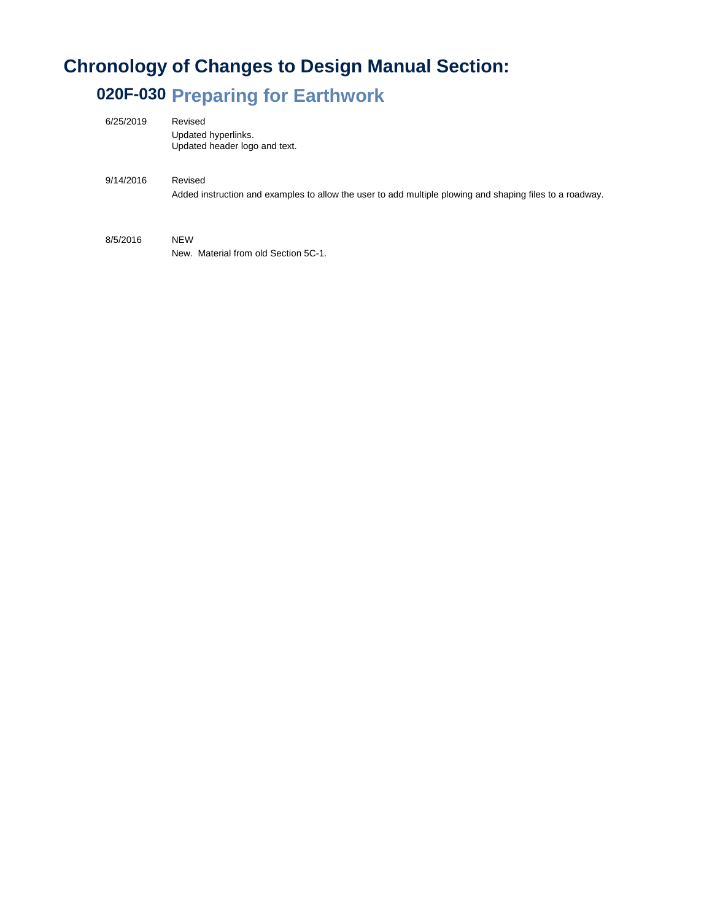# Chronology of Changes to Design Manual Section:

## 020F-030 Preparing for Earthwork

| | |
|---|---|
| 6/25/2019 | Revised<br>Updated hyperlinks.<br>Updated header logo and text. |
| 9/14/2016 | Revised<br>Added instruction and examples to allow the user to add multiple plowing and shaping files to a roadway. |
| 8/5/2016 | NEW<br>New. Material from old Section 5C-1. |